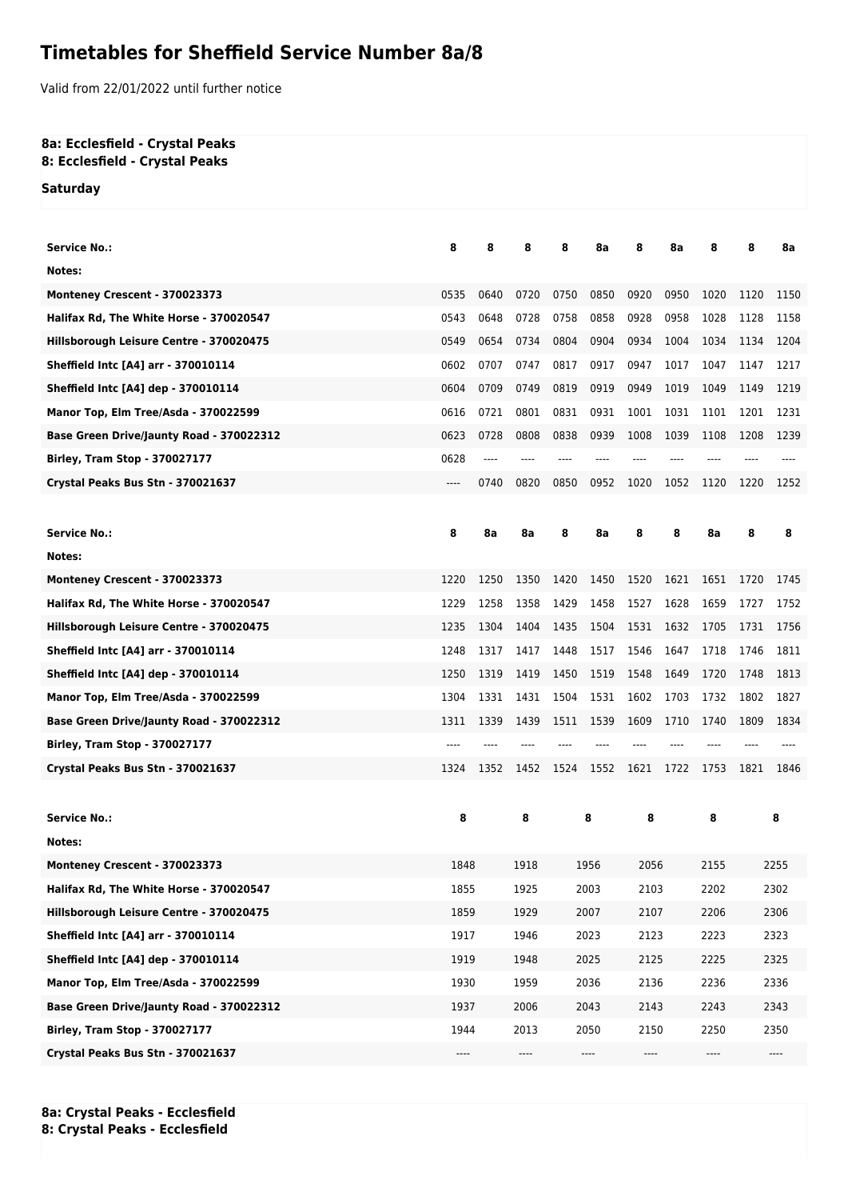# Timetables for Sheffield Service Number 8a/8

Valid from 22/01/2022 until further notice

**8a: Ecclesfield - Crystal Peaks**
**8: Ecclesfield - Crystal Peaks**

**Saturday**

| Service No.: | 8 | 8 | 8 | 8 | 8a | 8 | 8a | 8 | 8 | 8a |
|---|---|---|---|---|---|---|---|---|---|---|
| Notes: | | | | | | | | | | |
| Monteney Crescent - 370023373 | 0535 | 0640 | 0720 | 0750 | 0850 | 0920 | 0950 | 1020 | 1120 | 1150 |
| Halifax Rd, The White Horse - 370020547 | 0543 | 0648 | 0728 | 0758 | 0858 | 0928 | 0958 | 1028 | 1128 | 1158 |
| Hillsborough Leisure Centre - 370020475 | 0549 | 0654 | 0734 | 0804 | 0904 | 0934 | 1004 | 1034 | 1134 | 1204 |
| Sheffield Intc [A4] arr - 370010114 | 0602 | 0707 | 0747 | 0817 | 0917 | 0947 | 1017 | 1047 | 1147 | 1217 |
| Sheffield Intc [A4] dep - 370010114 | 0604 | 0709 | 0749 | 0819 | 0919 | 0949 | 1019 | 1049 | 1149 | 1219 |
| Manor Top, Elm Tree/Asda - 370022599 | 0616 | 0721 | 0801 | 0831 | 0931 | 1001 | 1031 | 1101 | 1201 | 1231 |
| Base Green Drive/Jaunty Road - 370022312 | 0623 | 0728 | 0808 | 0838 | 0939 | 1008 | 1039 | 1108 | 1208 | 1239 |
| Birley, Tram Stop - 370027177 | 0628 | ---- | ---- | ---- | ---- | ---- | ---- | ---- | ---- | ---- |
| Crystal Peaks Bus Stn - 370021637 | ---- | 0740 | 0820 | 0850 | 0952 | 1020 | 1052 | 1120 | 1220 | 1252 |

| Service No.: | 8 | 8a | 8a | 8 | 8a | 8 | 8 | 8a | 8 | 8 |
|---|---|---|---|---|---|---|---|---|---|---|
| Notes: | | | | | | | | | | |
| Monteney Crescent - 370023373 | 1220 | 1250 | 1350 | 1420 | 1450 | 1520 | 1621 | 1651 | 1720 | 1745 |
| Halifax Rd, The White Horse - 370020547 | 1229 | 1258 | 1358 | 1429 | 1458 | 1527 | 1628 | 1659 | 1727 | 1752 |
| Hillsborough Leisure Centre - 370020475 | 1235 | 1304 | 1404 | 1435 | 1504 | 1531 | 1632 | 1705 | 1731 | 1756 |
| Sheffield Intc [A4] arr - 370010114 | 1248 | 1317 | 1417 | 1448 | 1517 | 1546 | 1647 | 1718 | 1746 | 1811 |
| Sheffield Intc [A4] dep - 370010114 | 1250 | 1319 | 1419 | 1450 | 1519 | 1548 | 1649 | 1720 | 1748 | 1813 |
| Manor Top, Elm Tree/Asda - 370022599 | 1304 | 1331 | 1431 | 1504 | 1531 | 1602 | 1703 | 1732 | 1802 | 1827 |
| Base Green Drive/Jaunty Road - 370022312 | 1311 | 1339 | 1439 | 1511 | 1539 | 1609 | 1710 | 1740 | 1809 | 1834 |
| Birley, Tram Stop - 370027177 | ---- | ---- | ---- | ---- | ---- | ---- | ---- | ---- | ---- | ---- |
| Crystal Peaks Bus Stn - 370021637 | 1324 | 1352 | 1452 | 1524 | 1552 | 1621 | 1722 | 1753 | 1821 | 1846 |

| Service No.: | 8 | 8 | 8 | 8 | 8 | 8 |
|---|---|---|---|---|---|---|
| Notes: | | | | | | |
| Monteney Crescent - 370023373 | 1848 | 1918 | 1956 | 2056 | 2155 | 2255 |
| Halifax Rd, The White Horse - 370020547 | 1855 | 1925 | 2003 | 2103 | 2202 | 2302 |
| Hillsborough Leisure Centre - 370020475 | 1859 | 1929 | 2007 | 2107 | 2206 | 2306 |
| Sheffield Intc [A4] arr - 370010114 | 1917 | 1946 | 2023 | 2123 | 2223 | 2323 |
| Sheffield Intc [A4] dep - 370010114 | 1919 | 1948 | 2025 | 2125 | 2225 | 2325 |
| Manor Top, Elm Tree/Asda - 370022599 | 1930 | 1959 | 2036 | 2136 | 2236 | 2336 |
| Base Green Drive/Jaunty Road - 370022312 | 1937 | 2006 | 2043 | 2143 | 2243 | 2343 |
| Birley, Tram Stop - 370027177 | 1944 | 2013 | 2050 | 2150 | 2250 | 2350 |
| Crystal Peaks Bus Stn - 370021637 | ---- | ---- | ---- | ---- | ---- | ---- |

**8a: Crystal Peaks - Ecclesfield**
**8: Crystal Peaks - Ecclesfield**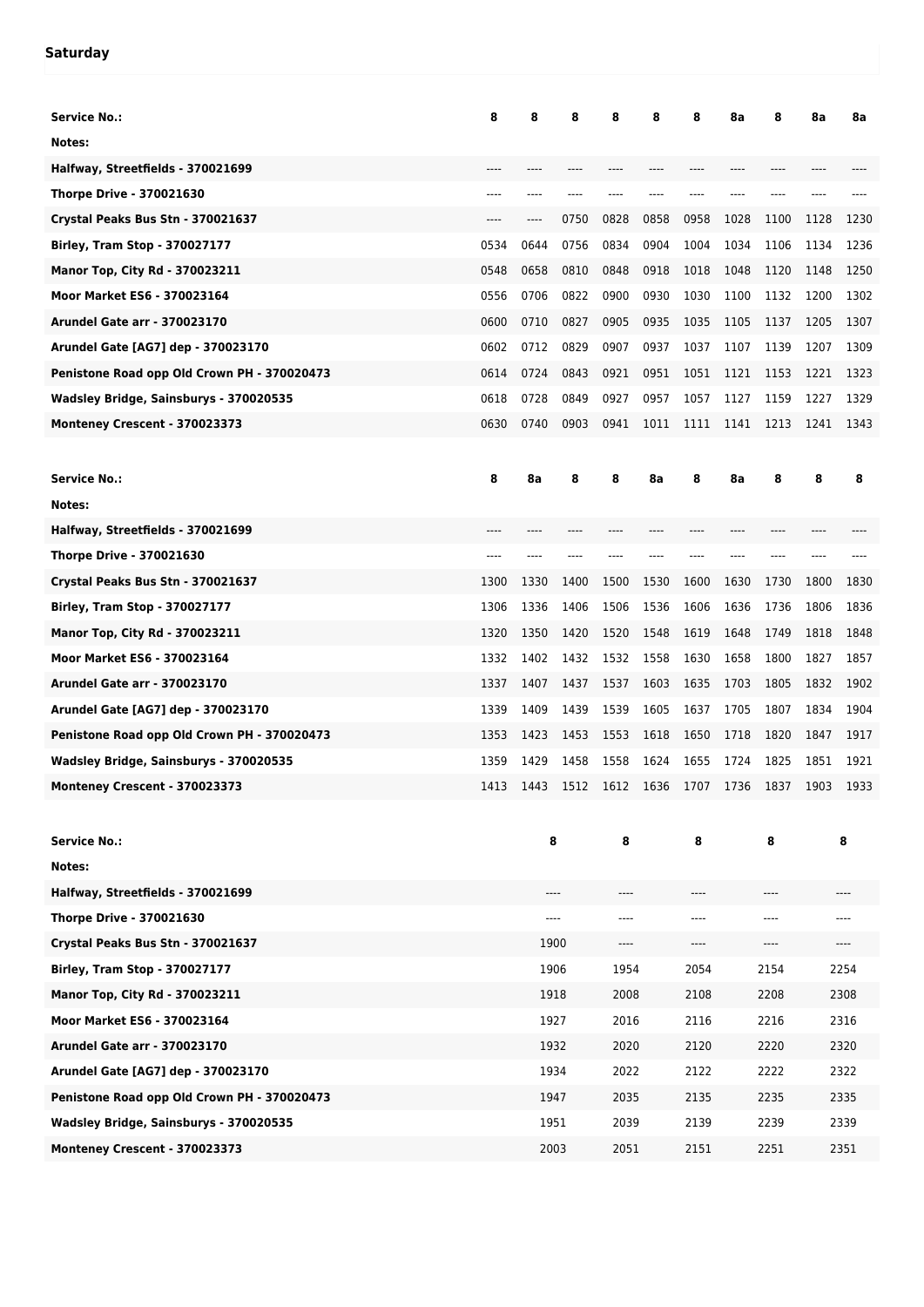## Saturday

| Service No.: | 8 | 8 | 8 | 8 | 8 | 8 | 8a | 8 | 8a | 8a |
|---|---|---|---|---|---|---|---|---|---|---|
| Notes: | | | | | | | | | | |
| Halfway, Streetfields - 370021699 | ---- | ---- | ---- | ---- | ---- | ---- | ---- | ---- | ---- | ---- |
| Thorpe Drive - 370021630 | ---- | ---- | ---- | ---- | ---- | ---- | ---- | ---- | ---- | ---- |
| Crystal Peaks Bus Stn - 370021637 | ---- | ---- | 0750 | 0828 | 0858 | 0958 | 1028 | 1100 | 1128 | 1230 |
| Birley, Tram Stop - 370027177 | 0534 | 0644 | 0756 | 0834 | 0904 | 1004 | 1034 | 1106 | 1134 | 1236 |
| Manor Top, City Rd - 370023211 | 0548 | 0658 | 0810 | 0848 | 0918 | 1018 | 1048 | 1120 | 1148 | 1250 |
| Moor Market ES6 - 370023164 | 0556 | 0706 | 0822 | 0900 | 0930 | 1030 | 1100 | 1132 | 1200 | 1302 |
| Arundel Gate arr - 370023170 | 0600 | 0710 | 0827 | 0905 | 0935 | 1035 | 1105 | 1137 | 1205 | 1307 |
| Arundel Gate [AG7] dep - 370023170 | 0602 | 0712 | 0829 | 0907 | 0937 | 1037 | 1107 | 1139 | 1207 | 1309 |
| Penistone Road opp Old Crown PH - 370020473 | 0614 | 0724 | 0843 | 0921 | 0951 | 1051 | 1121 | 1153 | 1221 | 1323 |
| Wadsley Bridge, Sainsburys - 370020535 | 0618 | 0728 | 0849 | 0927 | 0957 | 1057 | 1127 | 1159 | 1227 | 1329 |
| Monteney Crescent - 370023373 | 0630 | 0740 | 0903 | 0941 | 1011 | 1111 | 1141 | 1213 | 1241 | 1343 |

| Service No.: | 8 | 8a | 8 | 8 | 8a | 8 | 8a | 8 | 8 | 8 |
|---|---|---|---|---|---|---|---|---|---|---|
| Notes: | | | | | | | | | | |
| Halfway, Streetfields - 370021699 | ---- | ---- | ---- | ---- | ---- | ---- | ---- | ---- | ---- | ---- |
| Thorpe Drive - 370021630 | ---- | ---- | ---- | ---- | ---- | ---- | ---- | ---- | ---- | ---- |
| Crystal Peaks Bus Stn - 370021637 | 1300 | 1330 | 1400 | 1500 | 1530 | 1600 | 1630 | 1730 | 1800 | 1830 |
| Birley, Tram Stop - 370027177 | 1306 | 1336 | 1406 | 1506 | 1536 | 1606 | 1636 | 1736 | 1806 | 1836 |
| Manor Top, City Rd - 370023211 | 1320 | 1350 | 1420 | 1520 | 1548 | 1619 | 1648 | 1749 | 1818 | 1848 |
| Moor Market ES6 - 370023164 | 1332 | 1402 | 1432 | 1532 | 1558 | 1630 | 1658 | 1800 | 1827 | 1857 |
| Arundel Gate arr - 370023170 | 1337 | 1407 | 1437 | 1537 | 1603 | 1635 | 1703 | 1805 | 1832 | 1902 |
| Arundel Gate [AG7] dep - 370023170 | 1339 | 1409 | 1439 | 1539 | 1605 | 1637 | 1705 | 1807 | 1834 | 1904 |
| Penistone Road opp Old Crown PH - 370020473 | 1353 | 1423 | 1453 | 1553 | 1618 | 1650 | 1718 | 1820 | 1847 | 1917 |
| Wadsley Bridge, Sainsburys - 370020535 | 1359 | 1429 | 1458 | 1558 | 1624 | 1655 | 1724 | 1825 | 1851 | 1921 |
| Monteney Crescent - 370023373 | 1413 | 1443 | 1512 | 1612 | 1636 | 1707 | 1736 | 1837 | 1903 | 1933 |

| Service No.: | 8 | 8 | 8 | 8 | 8 |
|---|---|---|---|---|---|
| Notes: | | | | | |
| Halfway, Streetfields - 370021699 | ---- | ---- | ---- | ---- | ---- |
| Thorpe Drive - 370021630 | ---- | ---- | ---- | ---- | ---- |
| Crystal Peaks Bus Stn - 370021637 | 1900 | ---- | ---- | ---- | ---- |
| Birley, Tram Stop - 370027177 | 1906 | 1954 | 2054 | 2154 | 2254 |
| Manor Top, City Rd - 370023211 | 1918 | 2008 | 2108 | 2208 | 2308 |
| Moor Market ES6 - 370023164 | 1927 | 2016 | 2116 | 2216 | 2316 |
| Arundel Gate arr - 370023170 | 1932 | 2020 | 2120 | 2220 | 2320 |
| Arundel Gate [AG7] dep - 370023170 | 1934 | 2022 | 2122 | 2222 | 2322 |
| Penistone Road opp Old Crown PH - 370020473 | 1947 | 2035 | 2135 | 2235 | 2335 |
| Wadsley Bridge, Sainsburys - 370020535 | 1951 | 2039 | 2139 | 2239 | 2339 |
| Monteney Crescent - 370023373 | 2003 | 2051 | 2151 | 2251 | 2351 |